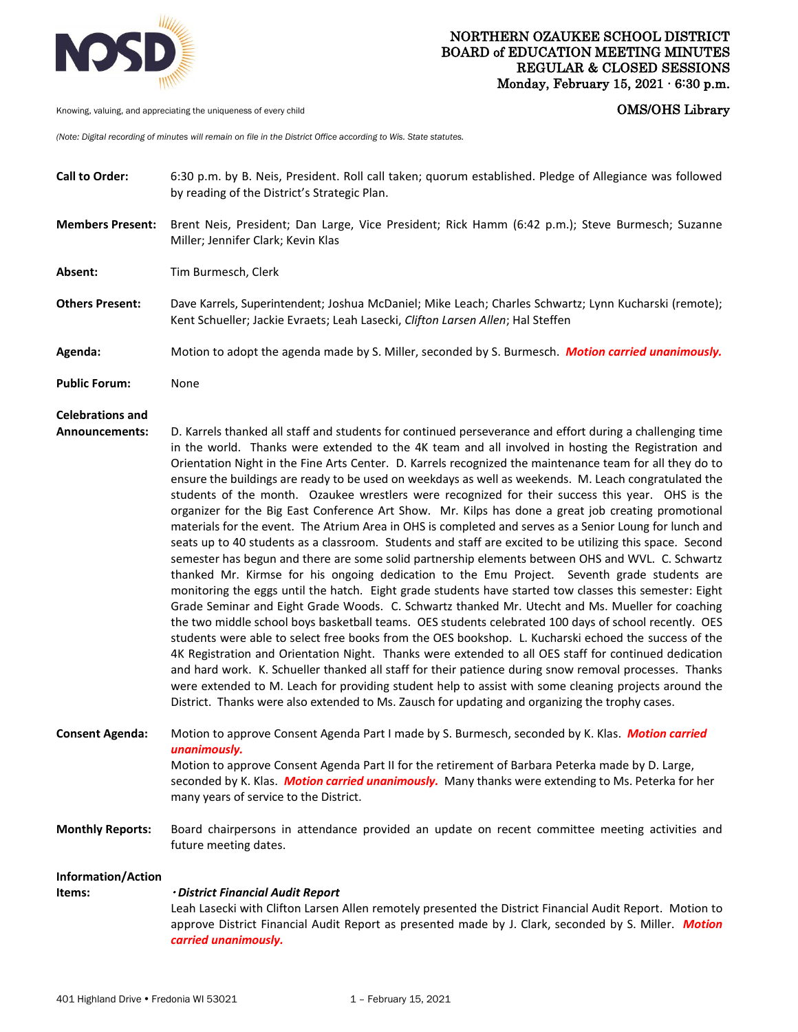# NORTHERN OZAUKEE SCHOOL DISTRICT
## BOARD of EDUCATION MEETING MINUTES
## REGULAR & CLOSED SESSIONS
**Monday, February 15, 2021 · 6:30 p.m.**

Knowing, valuing, and appreciating the uniqueness of every child

**OMS/OHS Library**

*(Note: Digital recording of minutes will remain on file in the District Office according to Wis. State statutes.*

**Call to Order:** 6:30 p.m. by B. Neis, President. Roll call taken; quorum established. Pledge of Allegiance was followed by reading of the District's Strategic Plan.

**Members Present:** Brent Neis, President; Dan Large, Vice President; Rick Hamm (6:42 p.m.); Steve Burmesch; Suzanne Miller; Jennifer Clark; Kevin Klas

**Absent:** Tim Burmesch, Clerk

**Others Present:** Dave Karrels, Superintendent; Joshua McDaniel; Mike Leach; Charles Schwartz; Lynn Kucharski (remote); Kent Schueller; Jackie Evraets; Leah Lasecki, *Clifton Larsen Allen*; Hal Steffen

**Agenda:** Motion to adopt the agenda made by S. Miller, seconded by S. Burmesch. ***Motion carried unanimously.***

**Public Forum:** None

**Celebrations and Announcements:** D. Karrels thanked all staff and students for continued perseverance and effort during a challenging time in the world. Thanks were extended to the 4K team and all involved in hosting the Registration and Orientation Night in the Fine Arts Center. D. Karrels recognized the maintenance team for all they do to ensure the buildings are ready to be used on weekdays as well as weekends. M. Leach congratulated the students of the month. Ozaukee wrestlers were recognized for their success this year. OHS is the organizer for the Big East Conference Art Show. Mr. Kilps has done a great job creating promotional materials for the event. The Atrium Area in OHS is completed and serves as a Senior Loung for lunch and seats up to 40 students as a classroom. Students and staff are excited to be utilizing this space. Second semester has begun and there are some solid partnership elements between OHS and WVL. C. Schwartz thanked Mr. Kirmse for his ongoing dedication to the Emu Project. Seventh grade students are monitoring the eggs until the hatch. Eight grade students have started tow classes this semester: Eight Grade Seminar and Eight Grade Woods. C. Schwartz thanked Mr. Utecht and Ms. Mueller for coaching the two middle school boys basketball teams. OES students celebrated 100 days of school recently. OES students were able to select free books from the OES bookshop. L. Kucharski echoed the success of the 4K Registration and Orientation Night. Thanks were extended to all OES staff for continued dedication and hard work. K. Schueller thanked all staff for their patience during snow removal processes. Thanks were extended to M. Leach for providing student help to assist with some cleaning projects around the District. Thanks were also extended to Ms. Zausch for updating and organizing the trophy cases.

**Consent Agenda:** Motion to approve Consent Agenda Part I made by S. Burmesch, seconded by K. Klas. ***Motion carried unanimously.***
Motion to approve Consent Agenda Part II for the retirement of Barbara Peterka made by D. Large, seconded by K. Klas. ***Motion carried unanimously.*** Many thanks were extending to Ms. Peterka for her many years of service to the District.

**Monthly Reports:** Board chairpersons in attendance provided an update on recent committee meeting activities and future meeting dates.

**Information/Action Items:**

***· District Financial Audit Report***
Leah Lasecki with Clifton Larsen Allen remotely presented the District Financial Audit Report. Motion to approve District Financial Audit Report as presented made by J. Clark, seconded by S. Miller. ***Motion carried unanimously.***

401 Highland Drive • Fredonia WI 53021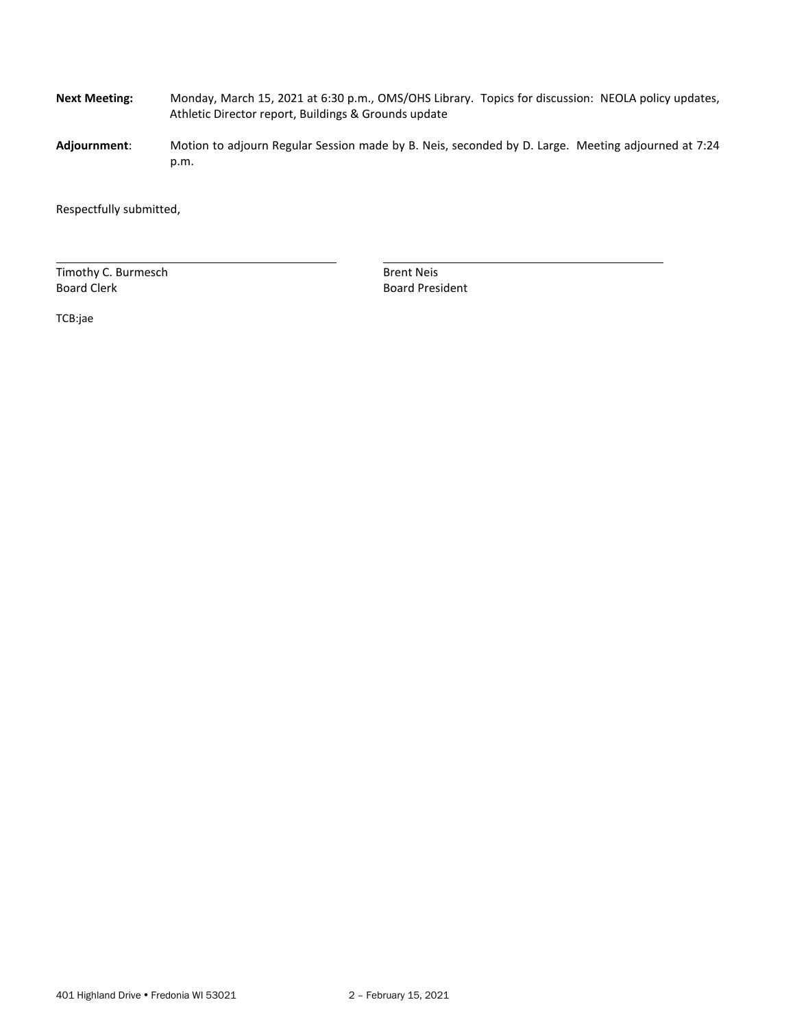**Next Meeting:** Monday, March 15, 2021 at 6:30 p.m., OMS/OHS Library. Topics for discussion: NEOLA policy updates, Athletic Director report, Buildings & Grounds update

**Adjournment**: Motion to adjourn Regular Session made by B. Neis, seconded by D. Large. Meeting adjourned at 7:24 p.m.

Respectfully submitted,

| | |
|---|---|
| Timothy C. Burmesch | Brent Neis |
| Board Clerk | Board President |

TCB:jae